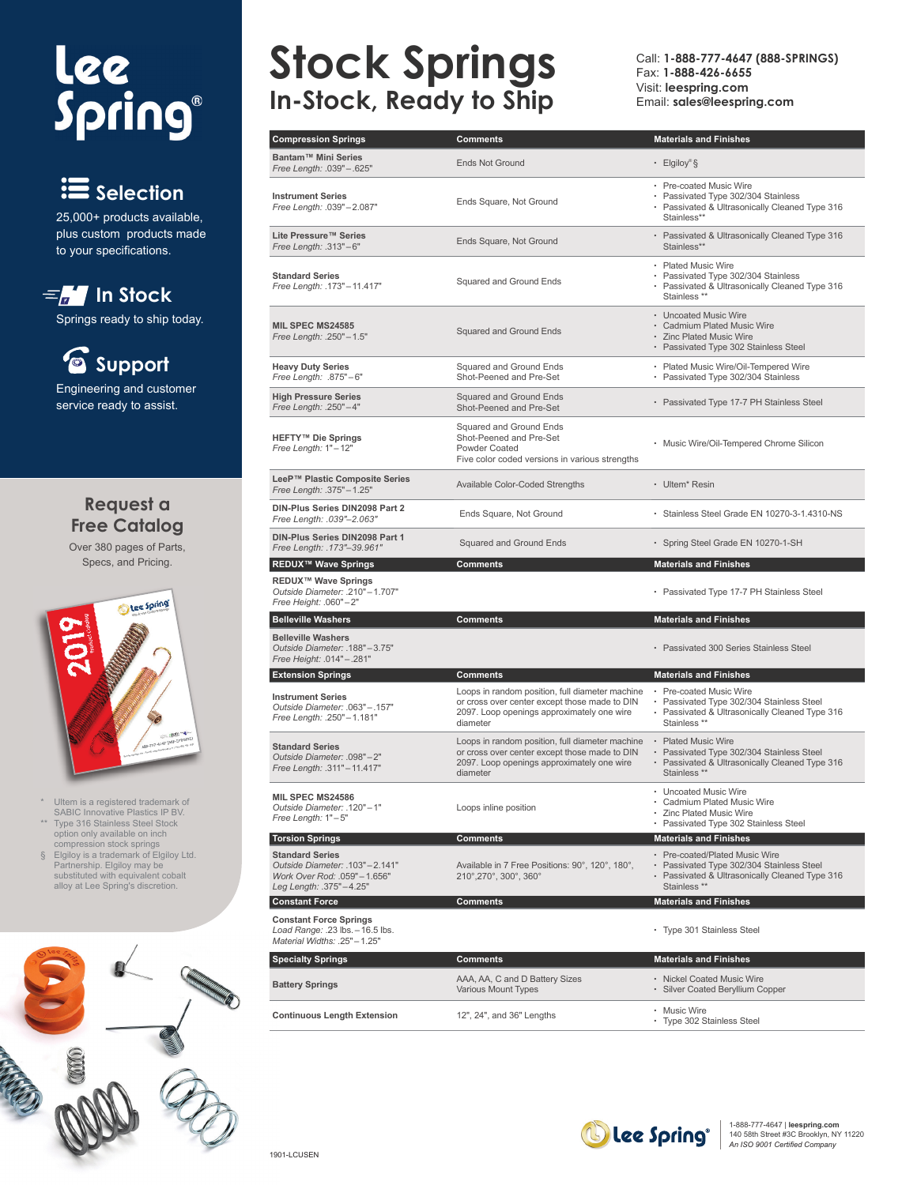# Lee Spring®

## Selection

25,000+ products available, plus custom products made to your specifications.

## In Stock

Springs ready to ship today.

## Support

Engineering and customer service ready to assist.

## Request a Free Catalog

Over 380 pages of Parts, Specs, and Pricing.

\* Ultem is a registered trademark of SABIC Innovative Plastics IP BV.
\*\* Type 316 Stainless Steel Stock option only available on inch compression stock springs
§ Elgiloy is a trademark of Elgiloy Ltd. Partnership. Elgiloy may be substituted with equivalent cobalt alloy at Lee Spring's discretion.

# Stock Springs

## In-Stock, Ready to Ship

Call: **1-888-777-4647 (888-SPRINGS)**
Fax: **1-888-426-6655**
Visit: **leespring.com**
Email: **sales@leespring.com**

| Compression Springs | Comments | Materials and Finishes |
|---|---|---|
| **Bantam™ Mini Series**<br>*Free Length: .039" – .625"* | Ends Not Ground | • Elgiloy® § |
| **Instrument Series**<br>*Free Length: .039" – 2.087"* | Ends Square, Not Ground | • Pre-coated Music Wire<br>• Passivated Type 302/304 Stainless<br>• Passivated & Ultrasonically Cleaned Type 316 Stainless** |
| **Lite Pressure™ Series**<br>*Free Length: .313" – 6"* | Ends Square, Not Ground | • Passivated & Ultrasonically Cleaned Type 316 Stainless** |
| **Standard Series**<br>*Free Length: .173" – 11.417"* | Squared and Ground Ends | • Plated Music Wire<br>• Passivated Type 302/304 Stainless<br>• Passivated & Ultrasonically Cleaned Type 316 Stainless ** |
| **MIL SPEC MS24585**<br>*Free Length: .250" – 1.5"* | Squared and Ground Ends | • Uncoated Music Wire<br>• Cadmium Plated Music Wire<br>• Zinc Plated Music Wire<br>• Passivated Type 302 Stainless Steel |
| **Heavy Duty Series**<br>*Free Length: .875" – 6"* | Squared and Ground Ends<br>Shot-Peened and Pre-Set | • Plated Music Wire/Oil-Tempered Wire<br>• Passivated Type 302/304 Stainless |
| **High Pressure Series**<br>*Free Length: .250" – 4"* | Squared and Ground Ends<br>Shot-Peened and Pre-Set | • Passivated Type 17-7 PH Stainless Steel |
| **HEFTY™ Die Springs**<br>*Free Length: 1" – 12"* | Squared and Ground Ends<br>Shot-Peened and Pre-Set<br>Powder Coated<br>Five color coded versions in various strengths | • Music Wire/Oil-Tempered Chrome Silicon |
| **LeeP™ Plastic Composite Series**<br>*Free Length: .375" – 1.25"* | Available Color-Coded Strengths | • Ultem* Resin |
| **DIN-Plus Series DIN2098 Part 2**<br>*Free Length: .039"–2.063"* | Ends Square, Not Ground | • Stainless Steel Grade EN 10270-3-1.4310-NS |
| **DIN-Plus Series DIN2098 Part 1**<br>*Free Length: .173"–39.961"* | Squared and Ground Ends | • Spring Steel Grade EN 10270-1-SH |
| **REDUX™ Wave Springs** | **Comments** | **Materials and Finishes** |
| **REDUX™ Wave Springs**<br>*Outside Diameter: .210" – 1.707"*<br>*Free Height: .060" – 2"* | | • Passivated Type 17-7 PH Stainless Steel |
| **Belleville Washers** | **Comments** | **Materials and Finishes** |
| **Belleville Washers**<br>*Outside Diameter: .188" – 3.75"*<br>*Free Height: .014" – .281"* | | • Passivated 300 Series Stainless Steel |
| **Extension Springs** | **Comments** | **Materials and Finishes** |
| **Instrument Series**<br>*Outside Diameter: .063" – .157"*<br>*Free Length: .250" – 1.181"* | Loops in random position, full diameter machine or cross over center except those made to DIN 2097. Loop openings approximately one wire diameter | • Pre-coated Music Wire<br>• Passivated Type 302/304 Stainless Steel<br>• Passivated & Ultrasonically Cleaned Type 316 Stainless ** |
| **Standard Series**<br>*Outside Diameter: .098" – 2"*<br>*Free Length: .311" – 11.417"* | Loops in random position, full diameter machine or cross over center except those made to DIN 2097. Loop openings approximately one wire diameter | • Plated Music Wire<br>• Passivated Type 302/304 Stainless Steel<br>• Passivated & Ultrasonically Cleaned Type 316 Stainless ** |
| **MIL SPEC MS24586**<br>*Outside Diameter: .120" – 1"*<br>*Free Length: 1" – 5"* | Loops inline position | • Uncoated Music Wire<br>• Cadmium Plated Music Wire<br>• Zinc Plated Music Wire<br>• Passivated Type 302 Stainless Steel |
| **Torsion Springs** | **Comments** | **Materials and Finishes** |
| **Standard Series**<br>*Outside Diameter: .103" – 2.141"*<br>*Work Over Rod: .059" – 1.656"*<br>*Leg Length: .375" – 4.25"* | Available in 7 Free Positions: 90°, 120°, 180°, 210°,270°, 300°, 360° | • Pre-coated/Plated Music Wire<br>• Passivated Type 302/304 Stainless Steel<br>• Passivated & Ultrasonically Cleaned Type 316 Stainless ** |
| **Constant Force** | **Comments** | **Materials and Finishes** |
| **Constant Force Springs**<br>*Load Range: .23 lbs. – 16.5 lbs.*<br>*Material Widths: .25" – 1.25"* | | • Type 301 Stainless Steel |
| **Specialty Springs** | **Comments** | **Materials and Finishes** |
| **Battery Springs** | AAA, AA, C and D Battery Sizes<br>Various Mount Types | • Nickel Coated Music Wire<br>• Silver Coated Beryllium Copper |
| **Continuous Length Extension** | 12", 24", and 36" Lengths | • Music Wire<br>• Type 302 Stainless Steel |

Lee Spring® | 1-888-777-4647 | **leespring.com**
140 58th Street #3C Brooklyn, NY 11220
*An ISO 9001 Certified Company*

1901-LCUSEN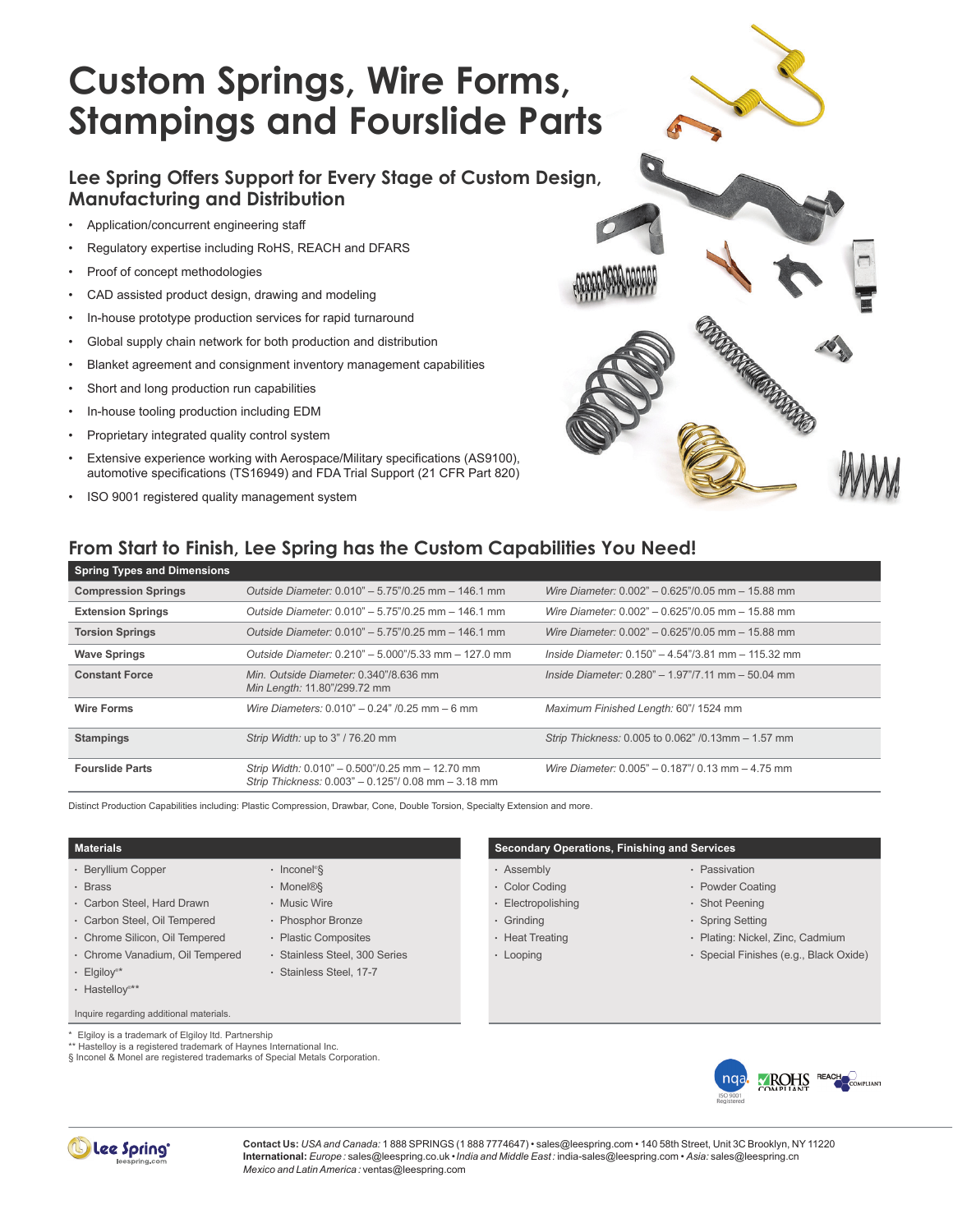# Custom Springs, Wire Forms, Stampings and Fourslide Parts

## Lee Spring Offers Support for Every Stage of Custom Design, Manufacturing and Distribution

- Application/concurrent engineering staff
- Regulatory expertise including RoHS, REACH and DFARS
- Proof of concept methodologies
- CAD assisted product design, drawing and modeling
- In-house prototype production services for rapid turnaround
- Global supply chain network for both production and distribution
- Blanket agreement and consignment inventory management capabilities
- Short and long production run capabilities
- In-house tooling production including EDM
- Proprietary integrated quality control system
- Extensive experience working with Aerospace/Military specifications (AS9100), automotive specifications (TS16949) and FDA Trial Support (21 CFR Part 820)
- ISO 9001 registered quality management system

## From Start to Finish, Lee Spring has the Custom Capabilities You Need!

| Spring Types and Dimensions | | |
|---|---|---|
| **Compression Springs** | *Outside Diameter:* 0.010" – 5.75"/0.25 mm – 146.1 mm | *Wire Diameter:* 0.002" – 0.625"/0.05 mm – 15.88 mm |
| **Extension Springs** | *Outside Diameter:* 0.010" – 5.75"/0.25 mm – 146.1 mm | *Wire Diameter:* 0.002" – 0.625"/0.05 mm – 15.88 mm |
| **Torsion Springs** | *Outside Diameter:* 0.010" – 5.75"/0.25 mm – 146.1 mm | *Wire Diameter:* 0.002" – 0.625"/0.05 mm – 15.88 mm |
| **Wave Springs** | *Outside Diameter:* 0.210" – 5.000"/5.33 mm – 127.0 mm | *Inside Diameter:* 0.150" – 4.54"/3.81 mm – 115.32 mm |
| **Constant Force** | *Min. Outside Diameter:* 0.340"/8.636 mm *Min Length:* 11.80"/299.72 mm | *Inside Diameter:* 0.280" – 1.97"/7.11 mm – 50.04 mm |
| **Wire Forms** | *Wire Diameters:* 0.010" – 0.24" /0.25 mm – 6 mm | *Maximum Finished Length:* 60"/ 1524 mm |
| **Stampings** | *Strip Width:* up to 3" / 76.20 mm | *Strip Thickness:* 0.005 to 0.062" /0.13mm – 1.57 mm |
| **Fourslide Parts** | *Strip Width:* 0.010" – 0.500"/0.25 mm – 12.70 mm *Strip Thickness:* 0.003" – 0.125"/ 0.08 mm – 3.18 mm | *Wire Diameter:* 0.005" – 0.187"/ 0.13 mm – 4.75 mm |

Distinct Production Capabilities including: Plastic Compression, Drawbar, Cone, Double Torsion, Specialty Extension and more.

### Materials

- Beryllium Copper
- Brass
- Carbon Steel, Hard Drawn
- Carbon Steel, Oil Tempered
- Chrome Silicon, Oil Tempered
- Chrome Vanadium, Oil Tempered
- Elgiloy®*
- Hastelloy®**
- Inconel®§
- Monel®§
- Music Wire
- Phosphor Bronze
- Plastic Composites
- Stainless Steel, 300 Series
- Stainless Steel, 17-7

Inquire regarding additional materials.

### Secondary Operations, Finishing and Services

- Assembly
- Color Coding
- Electropolishing
- Grinding
- Heat Treating
- Looping
- Passivation
- Powder Coating
- Shot Peening
- Spring Setting
- Plating: Nickel, Zinc, Cadmium
- Special Finishes (e.g., Black Oxide)

\* Elgiloy is a trademark of Elgiloy ltd. Partnership
** Hastelloy is a registered trademark of Haynes International Inc.
§ Inconel & Monel are registered trademarks of Special Metals Corporation.

nqa. ISO 9001 Registered · RoHS Compliant · REACH Compliant

**Contact Us:** *USA and Canada:* 1 888 SPRINGS (1 888 7774647) • sales@leespring.com • 140 58th Street, Unit 3C Brooklyn, NY 11220
**International:** *Europe:* sales@leespring.co.uk • *India and Middle East:* india-sales@leespring.com • *Asia:* sales@leespring.cn
*Mexico and Latin America:* ventas@leespring.com